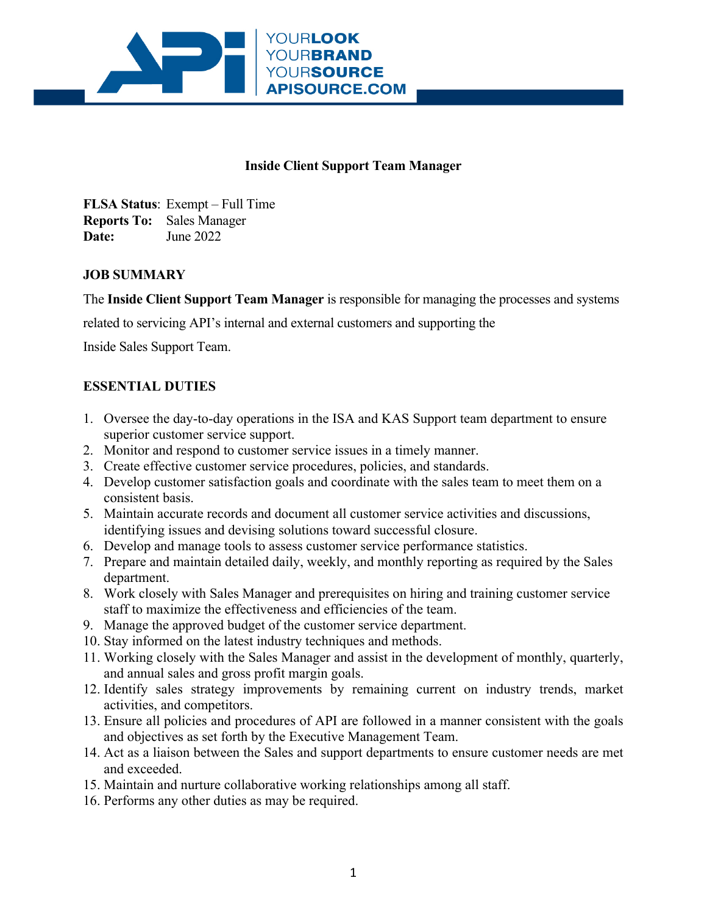YOURLOOK
YOURBRAND
YOURSOURCE
APISOURCE.COM

# Inside Client Support Team Manager

**FLSA Status**: Exempt – Full Time
**Reports To:** Sales Manager
**Date:** June 2022

## JOB SUMMARY

The **Inside Client Support Team Manager** is responsible for managing the processes and systems related to servicing API's internal and external customers and supporting the Inside Sales Support Team.

## ESSENTIAL DUTIES

1. Oversee the day-to-day operations in the ISA and KAS Support team department to ensure superior customer service support.
2. Monitor and respond to customer service issues in a timely manner.
3. Create effective customer service procedures, policies, and standards.
4. Develop customer satisfaction goals and coordinate with the sales team to meet them on a consistent basis.
5. Maintain accurate records and document all customer service activities and discussions, identifying issues and devising solutions toward successful closure.
6. Develop and manage tools to assess customer service performance statistics.
7. Prepare and maintain detailed daily, weekly, and monthly reporting as required by the Sales department.
8. Work closely with Sales Manager and prerequisites on hiring and training customer service staff to maximize the effectiveness and efficiencies of the team.
9. Manage the approved budget of the customer service department.
10. Stay informed on the latest industry techniques and methods.
11. Working closely with the Sales Manager and assist in the development of monthly, quarterly, and annual sales and gross profit margin goals.
12. Identify sales strategy improvements by remaining current on industry trends, market activities, and competitors.
13. Ensure all policies and procedures of API are followed in a manner consistent with the goals and objectives as set forth by the Executive Management Team.
14. Act as a liaison between the Sales and support departments to ensure customer needs are met and exceeded.
15. Maintain and nurture collaborative working relationships among all staff.
16. Performs any other duties as may be required.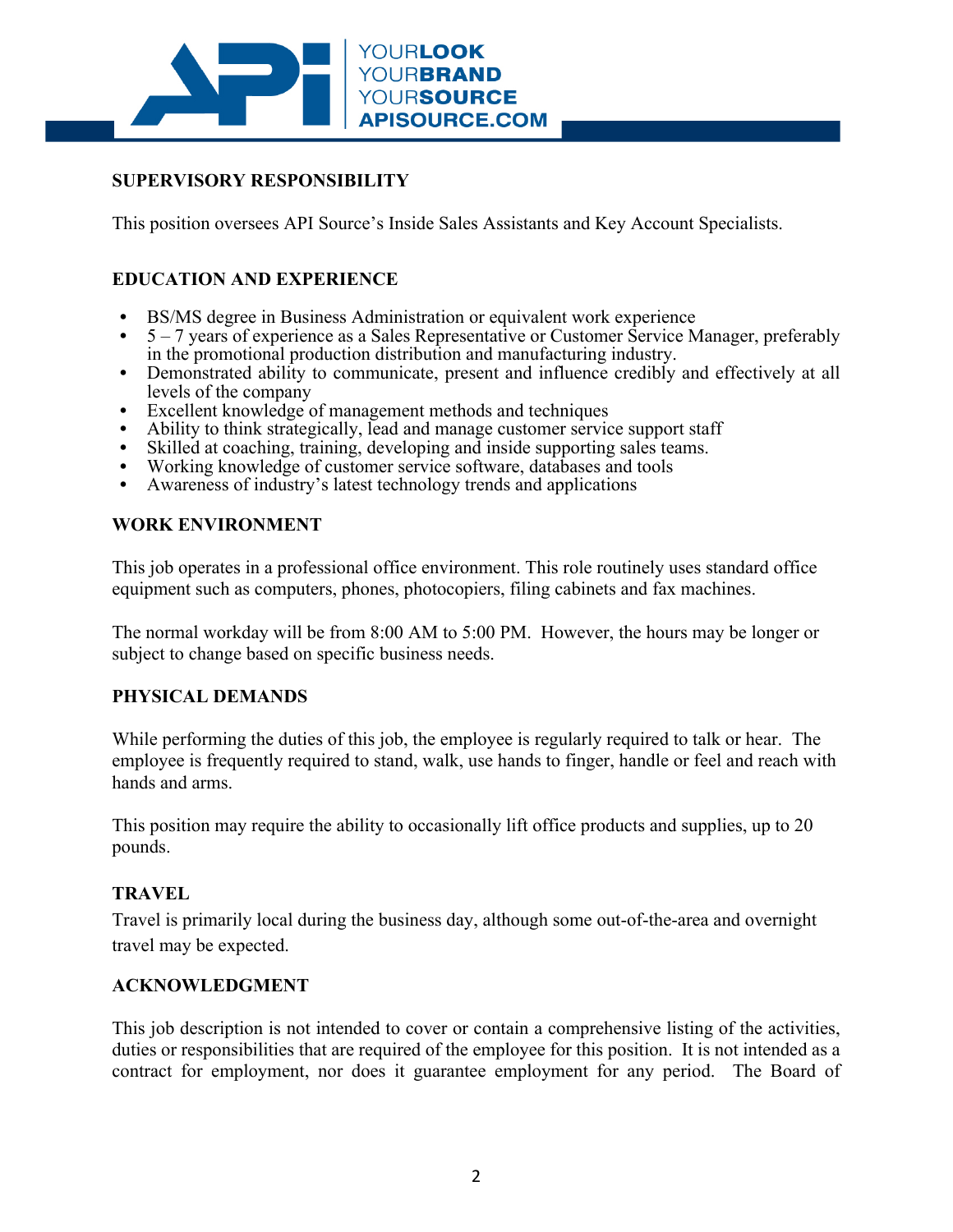## SUPERVISORY RESPONSIBILITY

This position oversees API Source's Inside Sales Assistants and Key Account Specialists.

## EDUCATION AND EXPERIENCE

- BS/MS degree in Business Administration or equivalent work experience
- 5 – 7 years of experience as a Sales Representative or Customer Service Manager, preferably in the promotional production distribution and manufacturing industry.
- Demonstrated ability to communicate, present and influence credibly and effectively at all levels of the company
- Excellent knowledge of management methods and techniques
- Ability to think strategically, lead and manage customer service support staff
- Skilled at coaching, training, developing and inside supporting sales teams.
- Working knowledge of customer service software, databases and tools
- Awareness of industry's latest technology trends and applications

## WORK ENVIRONMENT

This job operates in a professional office environment. This role routinely uses standard office equipment such as computers, phones, photocopiers, filing cabinets and fax machines.

The normal workday will be from 8:00 AM to 5:00 PM. However, the hours may be longer or subject to change based on specific business needs.

## PHYSICAL DEMANDS

While performing the duties of this job, the employee is regularly required to talk or hear. The employee is frequently required to stand, walk, use hands to finger, handle or feel and reach with hands and arms.

This position may require the ability to occasionally lift office products and supplies, up to 20 pounds.

## TRAVEL

Travel is primarily local during the business day, although some out-of-the-area and overnight travel may be expected.

## ACKNOWLEDGMENT

This job description is not intended to cover or contain a comprehensive listing of the activities, duties or responsibilities that are required of the employee for this position. It is not intended as a contract for employment, nor does it guarantee employment for any period. The Board of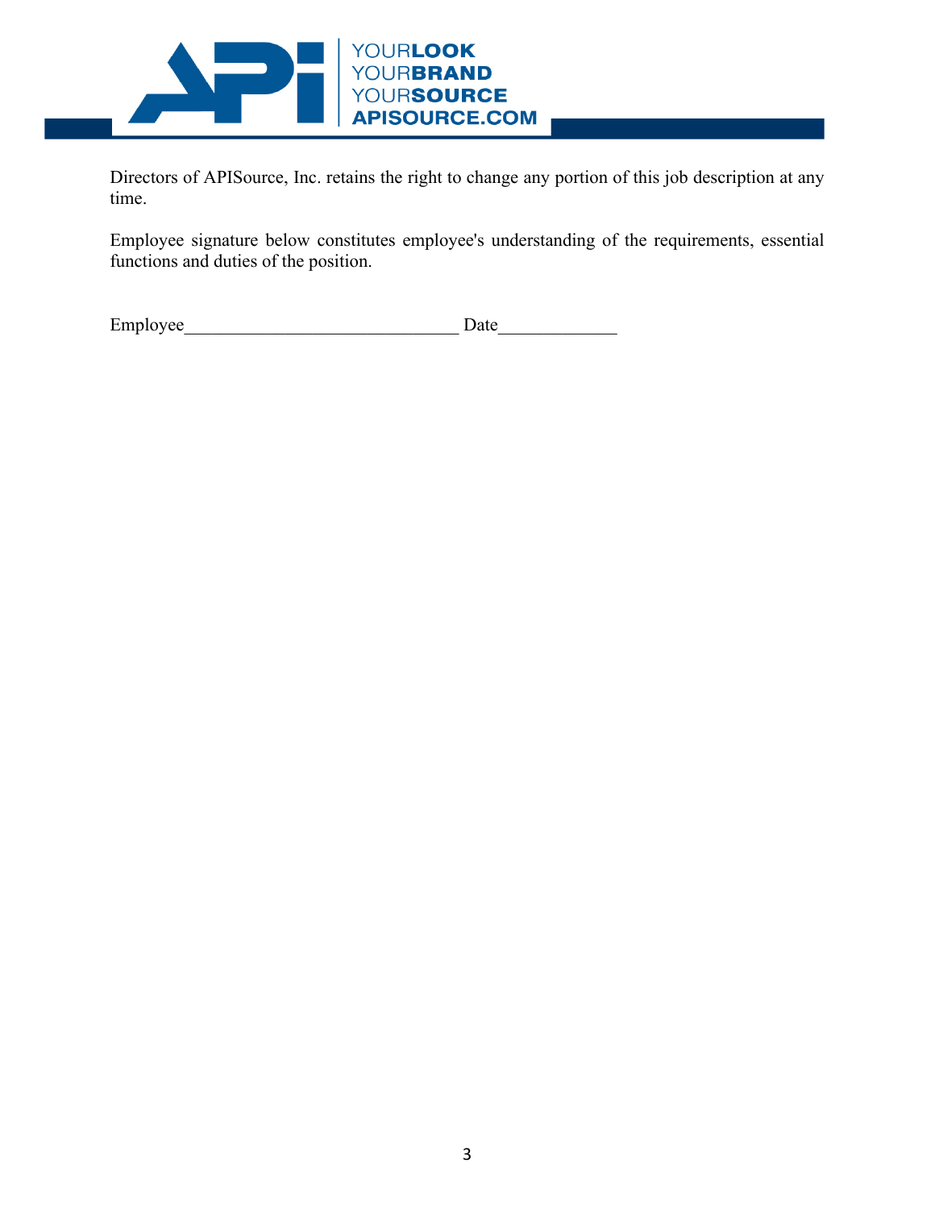Directors of APISource, Inc. retains the right to change any portion of this job description at any time.

Employee signature below constitutes employee's understanding of the requirements, essential functions and duties of the position.

Employee______________________________ Date_____________